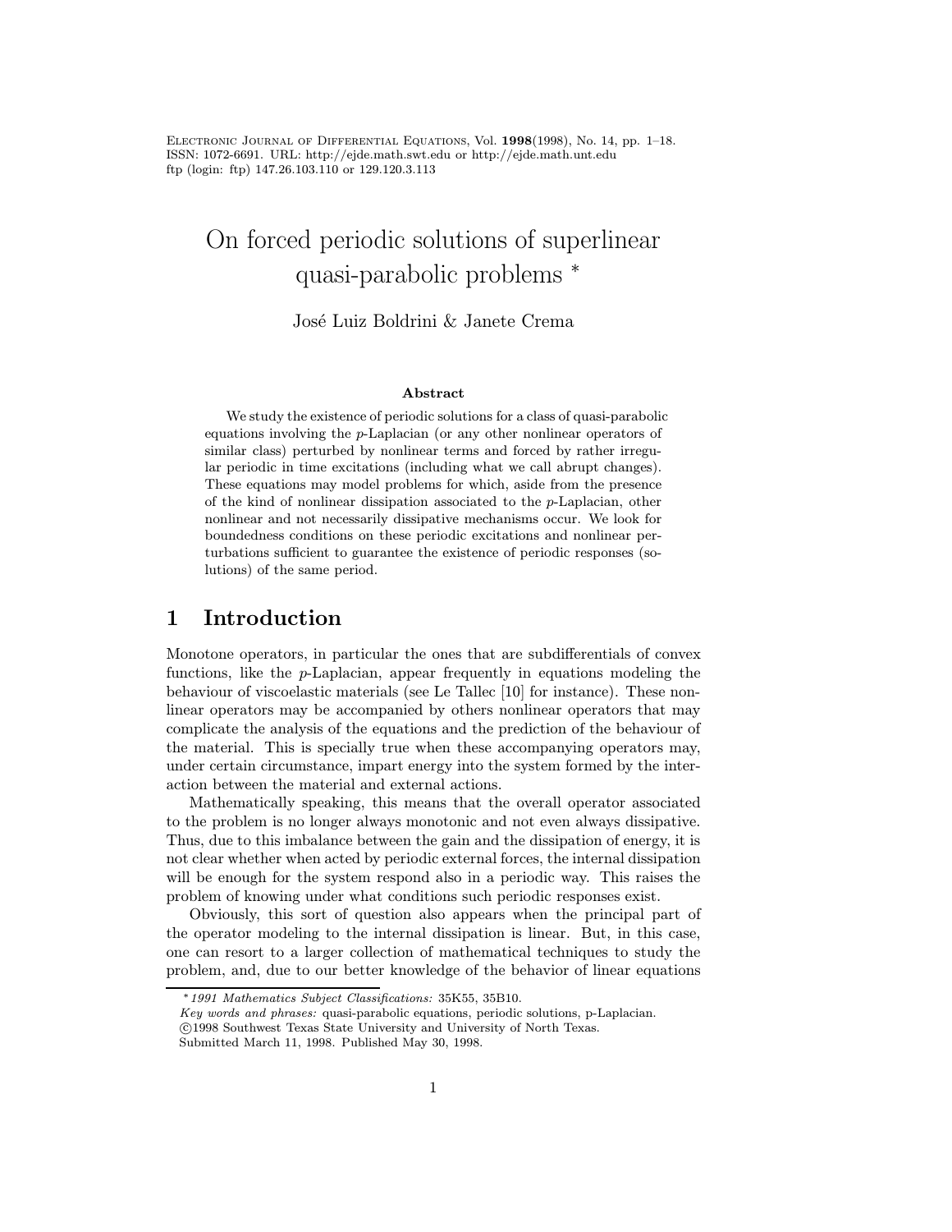# On forced periodic solutions of superlinear quasi-parabolic problems *

José Luiz Boldrini & Janete Crema

### Abstract

We study the existence of periodic solutions for a class of quasi-parabolic equations involving the $p$-Laplacian (or any other nonlinear operators of similar class) perturbed by nonlinear terms and forced by rather irregular periodic in time excitations (including what we call abrupt changes). These equations may model problems for which, aside from the presence of the kind of nonlinear dissipation associated to the $p$-Laplacian, other nonlinear and not necessarily dissipative mechanisms occur. We look for boundedness conditions on these periodic excitations and nonlinear perturbations sufficient to guarantee the existence of periodic responses (solutions) of the same period.

## 1 Introduction

Monotone operators, in particular the ones that are subdifferentials of convex functions, like the $p$-Laplacian, appear frequently in equations modeling the behaviour of viscoelastic materials (see Le Tallec [10] for instance). These nonlinear operators may be accompanied by others nonlinear operators that may complicate the analysis of the equations and the prediction of the behaviour of the material. This is specially true when these accompanying operators may, under certain circumstance, impart energy into the system formed by the interaction between the material and external actions.

Mathematically speaking, this means that the overall operator associated to the problem is no longer always monotonic and not even always dissipative. Thus, due to this imbalance between the gain and the dissipation of energy, it is not clear whether when acted by periodic external forces, the internal dissipation will be enough for the system respond also in a periodic way. This raises the problem of knowing under what conditions such periodic responses exist.

Obviously, this sort of question also appears when the principal part of the operator modeling to the internal dissipation is linear. But, in this case, one can resort to a larger collection of mathematical techniques to study the problem, and, due to our better knowledge of the behavior of linear equations

---

*1991 Mathematics Subject Classifications:* 35K55, 35B10.
*Key words and phrases:* quasi-parabolic equations, periodic solutions, p-Laplacian.
©1998 Southwest Texas State University and University of North Texas.
Submitted March 11, 1998. Published May 30, 1998.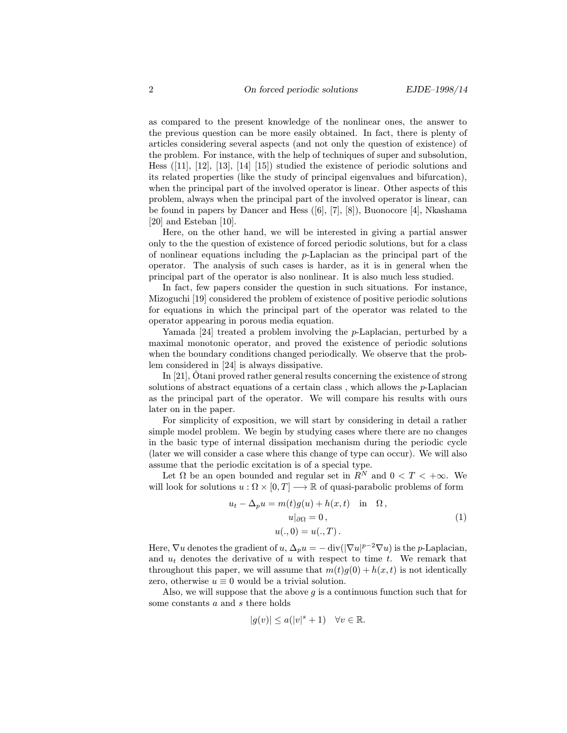as compared to the present knowledge of the nonlinear ones, the answer to the previous question can be more easily obtained. In fact, there is plenty of articles considering several aspects (and not only the question of existence) of the problem. For instance, with the help of techniques of super and subsolution, Hess ([11], [12], [13], [14] [15]) studied the existence of periodic solutions and its related properties (like the study of principal eigenvalues and bifurcation), when the principal part of the involved operator is linear. Other aspects of this problem, always when the principal part of the involved operator is linear, can be found in papers by Dancer and Hess ([6], [7], [8]), Buonocore [4], Nkashama [20] and Esteban [10].

Here, on the other hand, we will be interested in giving a partial answer only to the the question of existence of forced periodic solutions, but for a class of nonlinear equations including the $p$-Laplacian as the principal part of the operator. The analysis of such cases is harder, as it is in general when the principal part of the operator is also nonlinear. It is also much less studied.

In fact, few papers consider the question in such situations. For instance, Mizoguchi [19] considered the problem of existence of positive periodic solutions for equations in which the principal part of the operator was related to the operator appearing in porous media equation.

Yamada [24] treated a problem involving the $p$-Laplacian, perturbed by a maximal monotonic operator, and proved the existence of periodic solutions when the boundary conditions changed periodically. We observe that the problem considered in [24] is always dissipative.

In [21], Ôtani proved rather general results concerning the existence of strong solutions of abstract equations of a certain class , which allows the $p$-Laplacian as the principal part of the operator. We will compare his results with ours later on in the paper.

For simplicity of exposition, we will start by considering in detail a rather simple model problem. We begin by studying cases where there are no changes in the basic type of internal dissipation mechanism during the periodic cycle (later we will consider a case where this change of type can occur). We will also assume that the periodic excitation is of a special type.

Let $\Omega$ be an open bounded and regular set in $R^N$ and $0 < T < +\infty$. We will look for solutions $u : \Omega \times [0, T] \longrightarrow \mathbb{R}$ of quasi-parabolic problems of form

$$
\begin{aligned}
u_t - \Delta_p u = m(t)g(u) + h(x,t) \quad \text{in} \quad \Omega\,, \\
u|_{\partial\Omega} = 0\,, \\
u(.,0) = u(.,T)\,.
\end{aligned}
\tag{1}
$$

Here, $\nabla u$ denotes the gradient of $u$, $\Delta_p u = -\operatorname{div}(|\nabla u|^{p-2}\nabla u)$ is the $p$-Laplacian, and $u_t$ denotes the derivative of $u$ with respect to time $t$. We remark that throughout this paper, we will assume that $m(t)g(0) + h(x,t)$ is not identically zero, otherwise $u \equiv 0$ would be a trivial solution.

Also, we will suppose that the above $g$ is a continuous function such that for some constants $a$ and $s$ there holds

$$
|g(v)| \le a(|v|^s + 1) \quad \forall v \in \mathbb{R}.
$$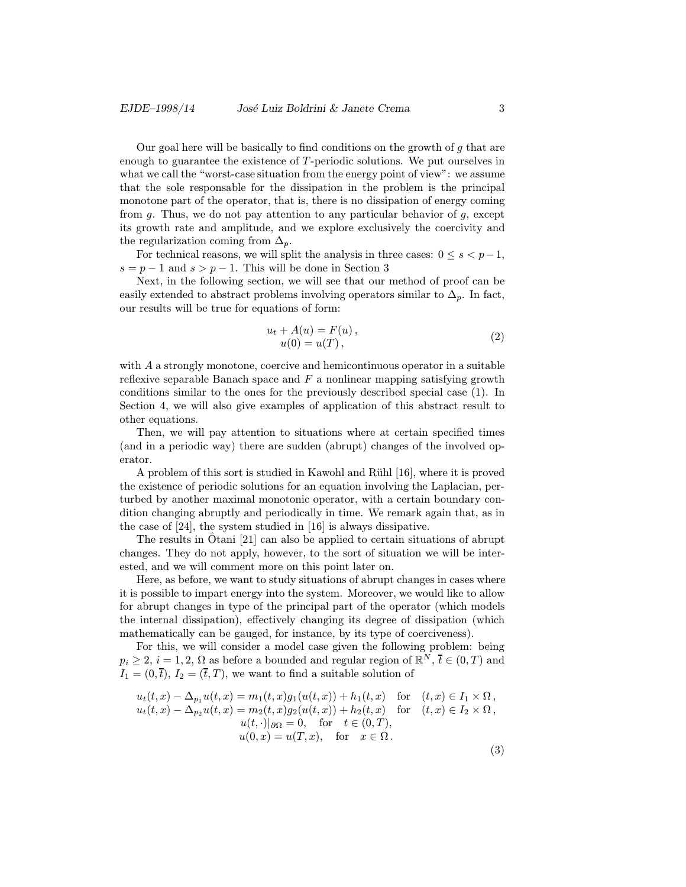Our goal here will be basically to find conditions on the growth of $g$ that are enough to guarantee the existence of $T$-periodic solutions. We put ourselves in what we call the "worst-case situation from the energy point of view": we assume that the sole responsable for the dissipation in the problem is the principal monotone part of the operator, that is, there is no dissipation of energy coming from $g$. Thus, we do not pay attention to any particular behavior of $g$, except its growth rate and amplitude, and we explore exclusively the coercivity and the regularization coming from $\Delta_p$.

For technical reasons, we will split the analysis in three cases: $0 \leq s < p-1$, $s = p-1$ and $s > p-1$. This will be done in Section 3

Next, in the following section, we will see that our method of proof can be easily extended to abstract problems involving operators similar to $\Delta_p$. In fact, our results will be true for equations of form:

$$
\begin{aligned}
u_t + A(u) &= F(u)\,, \\
u(0) &= u(T)\,,
\end{aligned}
\tag{2}
$$

with $A$ a strongly monotone, coercive and hemicontinuous operator in a suitable reflexive separable Banach space and $F$ a nonlinear mapping satisfying growth conditions similar to the ones for the previously described special case (1). In Section 4, we will also give examples of application of this abstract result to other equations.

Then, we will pay attention to situations where at certain specified times (and in a periodic way) there are sudden (abrupt) changes of the involved operator.

A problem of this sort is studied in Kawohl and Rühl [16], where it is proved the existence of periodic solutions for an equation involving the Laplacian, perturbed by another maximal monotonic operator, with a certain boundary condition changing abruptly and periodically in time. We remark again that, as in the case of [24], the system studied in [16] is always dissipative.

The results in Ôtani [21] can also be applied to certain situations of abrupt changes. They do not apply, however, to the sort of situation we will be interested, and we will comment more on this point later on.

Here, as before, we want to study situations of abrupt changes in cases where it is possible to impart energy into the system. Moreover, we would like to allow for abrupt changes in type of the principal part of the operator (which models the internal dissipation), effectively changing its degree of dissipation (which mathematically can be gauged, for instance, by its type of coerciveness).

For this, we will consider a model case given the following problem: being $p_i \geq 2$, $i = 1, 2$, $\Omega$ as before a bounded and regular region of $\mathbb{R}^N$, $\overline{t} \in (0, T)$ and $I_1 = (0, \overline{t})$, $I_2 = (\overline{t}, T)$, we want to find a suitable solution of

$$
\begin{aligned}
u_t(t,x) - \Delta_{p_1} u(t,x) &= m_1(t,x) g_1(u(t,x)) + h_1(t,x) \quad \text{for} \quad (t,x) \in I_1 \times \Omega\,, \\
u_t(t,x) - \Delta_{p_2} u(t,x) &= m_2(t,x) g_2(u(t,x)) + h_2(t,x) \quad \text{for} \quad (t,x) \in I_2 \times \Omega\,, \\
u(t,\cdot)|_{\partial\Omega} &= 0, \quad \text{for} \quad t \in (0,T), \\
u(0,x) &= u(T,x), \quad \text{for} \quad x \in \Omega\,.
\end{aligned}
\tag{3}
$$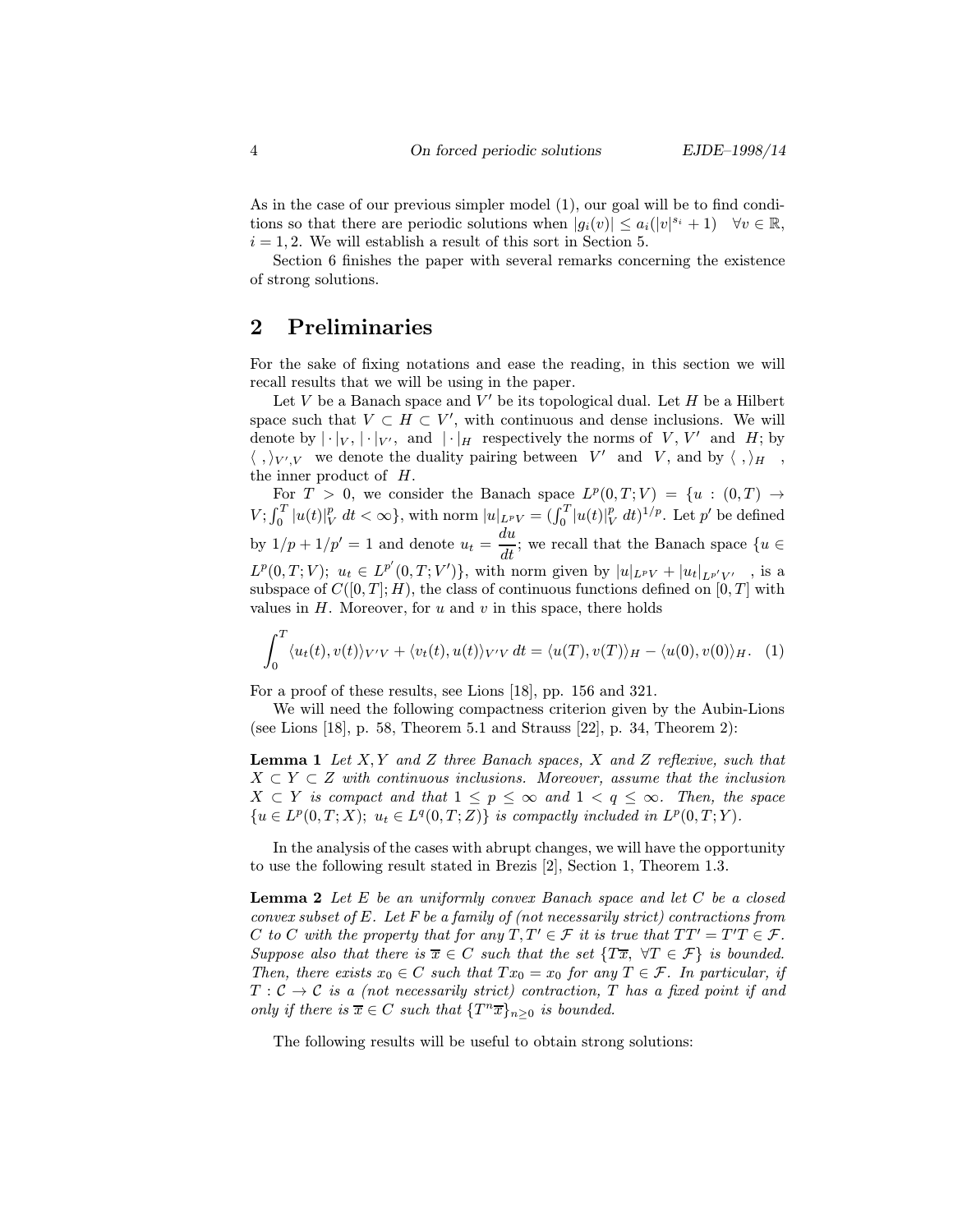As in the case of our previous simpler model (1), our goal will be to find conditions so that there are periodic solutions when $|g_i(v)| \leq a_i(|v|^{s_i} + 1) \quad \forall v \in \mathbb{R}$, $i = 1, 2$. We will establish a result of this sort in Section 5.

Section 6 finishes the paper with several remarks concerning the existence of strong solutions.

## 2 Preliminaries

For the sake of fixing notations and ease the reading, in this section we will recall results that we will be using in the paper.

Let $V$ be a Banach space and $V'$ be its topological dual. Let $H$ be a Hilbert space such that $V \subset H \subset V'$, with continuous and dense inclusions. We will denote by $|\cdot|_V$, $|\cdot|_{V'}$, and $|\cdot|_H$ respectively the norms of $V$, $V'$ and $H$; by $\langle\ ,\ \rangle_{V',V}$ we denote the duality pairing between $V'$ and $V$, and by $\langle\ ,\ \rangle_H$, the inner product of $H$.

For $T > 0$, we consider the Banach space $L^p(0,T;V) = \{u : (0,T) \to V; \int_0^T |u(t)|_V^p \, dt < \infty\}$, with norm $|u|_{L^pV} = (\int_0^T |u(t)|_V^p \, dt)^{1/p}$. Let $p'$ be defined by $1/p + 1/p' = 1$ and denote $u_t = \dfrac{du}{dt}$; we recall that the Banach space $\{u \in L^p(0,T;V);\ u_t \in L^{p'}(0,T;V')\}$, with norm given by $|u|_{L^pV} + |u_t|_{L^{p'}V'}$, is a subspace of $C([0,T];H)$, the class of continuous functions defined on $[0,T]$ with values in $H$. Moreover, for $u$ and $v$ in this space, there holds

$$\int_0^T \langle u_t(t), v(t)\rangle_{V'V} + \langle v_t(t), u(t)\rangle_{V'V} \, dt = \langle u(T), v(T)\rangle_H - \langle u(0), v(0)\rangle_H. \quad (1)$$

For a proof of these results, see Lions [18], pp. 156 and 321.

We will need the following compactness criterion given by the Aubin-Lions (see Lions [18], p. 58, Theorem 5.1 and Strauss [22], p. 34, Theorem 2):

**Lemma 1** *Let $X, Y$ and $Z$ three Banach spaces, $X$ and $Z$ reflexive, such that $X \subset Y \subset Z$ with continuous inclusions. Moreover, assume that the inclusion $X \subset Y$ is compact and that $1 \leq p \leq \infty$ and $1 < q \leq \infty$. Then, the space $\{u \in L^p(0,T;X);\ u_t \in L^q(0,T;Z)\}$ is compactly included in $L^p(0,T;Y)$.*

In the analysis of the cases with abrupt changes, we will have the opportunity to use the following result stated in Brezis [2], Section 1, Theorem 1.3.

**Lemma 2** *Let $E$ be an uniformly convex Banach space and let $C$ be a closed convex subset of $E$. Let $F$ be a family of (not necessarily strict) contractions from $C$ to $C$ with the property that for any $T, T' \in \mathcal{F}$ it is true that $TT' = T'T \in \mathcal{F}$. Suppose also that there is $\overline{x} \in C$ such that the set $\{T\overline{x},\ \forall T \in \mathcal{F}\}$ is bounded. Then, there exists $x_0 \in C$ such that $Tx_0 = x_0$ for any $T \in \mathcal{F}$. In particular, if $T : \mathcal{C} \to \mathcal{C}$ is a (not necessarily strict) contraction, $T$ has a fixed point if and only if there is $\overline{x} \in C$ such that $\{T^n\overline{x}\}_{n\geq 0}$ is bounded.*

The following results will be useful to obtain strong solutions: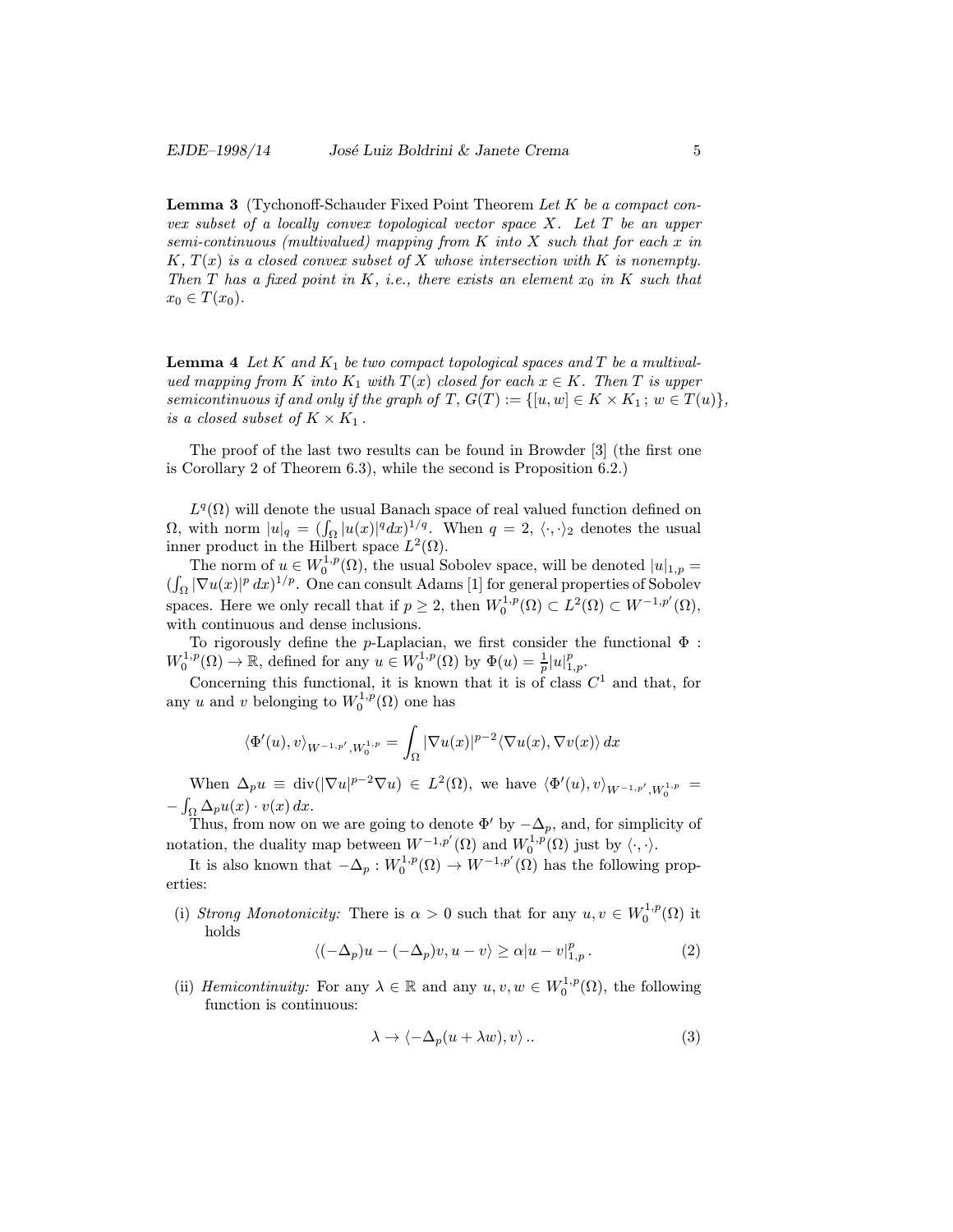**Lemma 3** (Tychonoff-Schauder Fixed Point Theorem *Let $K$ be a compact convex subset of a locally convex topological vector space $X$. Let $T$ be an upper semi-continuous (multivalued) mapping from $K$ into $X$ such that for each $x$ in $K$, $T(x)$ is a closed convex subset of $X$ whose intersection with $K$ is nonempty. Then $T$ has a fixed point in $K$, i.e., there exists an element $x_0$ in $K$ such that $x_0 \in T(x_0)$.*

**Lemma 4** *Let $K$ and $K_1$ be two compact topological spaces and $T$ be a multivalued mapping from $K$ into $K_1$ with $T(x)$ closed for each $x \in K$. Then $T$ is upper semicontinuous if and only if the graph of $T$, $G(T) := \{[u, w] \in K \times K_1\,;\, w \in T(u)\}$, is a closed subset of $K \times K_1$.*

The proof of the last two results can be found in Browder [3] (the first one is Corollary 2 of Theorem 6.3), while the second is Proposition 6.2.)

$L^q(\Omega)$ will denote the usual Banach space of real valued function defined on $\Omega$, with norm $|u|_q = (\int_\Omega |u(x)|^q dx)^{1/q}$. When $q = 2$, $\langle\cdot,\cdot\rangle_2$ denotes the usual inner product in the Hilbert space $L^2(\Omega)$.

The norm of $u \in W_0^{1,p}(\Omega)$, the usual Sobolev space, will be denoted $|u|_{1,p} = (\int_\Omega |\nabla u(x)|^p \, dx)^{1/p}$. One can consult Adams [1] for general properties of Sobolev spaces. Here we only recall that if $p \geq 2$, then $W_0^{1,p}(\Omega) \subset L^2(\Omega) \subset W^{-1,p'}(\Omega)$, with continuous and dense inclusions.

To rigorously define the $p$-Laplacian, we first consider the functional $\Phi : W_0^{1,p}(\Omega) \to \mathbb{R}$, defined for any $u \in W_0^{1,p}(\Omega)$ by $\Phi(u) = \frac{1}{p}|u|_{1,p}^p$.

Concerning this functional, it is known that it is of class $C^1$ and that, for any $u$ and $v$ belonging to $W_0^{1,p}(\Omega)$ one has

$$\langle \Phi'(u), v\rangle_{W^{-1,p'},W_0^{1,p}} = \int_\Omega |\nabla u(x)|^{p-2}\langle \nabla u(x), \nabla v(x)\rangle \, dx$$

When $\Delta_p u \equiv \operatorname{div}(|\nabla u|^{p-2}\nabla u) \in L^2(\Omega)$, we have $\langle \Phi'(u), v\rangle_{W^{-1,p'},W_0^{1,p}} = -\int_\Omega \Delta_p u(x) \cdot v(x)\, dx$.

Thus, from now on we are going to denote $\Phi'$ by $-\Delta_p$, and, for simplicity of notation, the duality map between $W^{-1,p'}(\Omega)$ and $W_0^{1,p}(\Omega)$ just by $\langle\cdot,\cdot\rangle$.

It is also known that $-\Delta_p : W_0^{1,p}(\Omega) \to W^{-1,p'}(\Omega)$ has the following properties:

(i) *Strong Monotonicity:* There is $\alpha > 0$ such that for any $u, v \in W_0^{1,p}(\Omega)$ it holds

$$\langle (-\Delta_p)u - (-\Delta_p)v, u - v\rangle \geq \alpha |u - v|_{1,p}^p \,. \tag{2}$$

(ii) *Hemicontinuity:* For any $\lambda \in \mathbb{R}$ and any $u, v, w \in W_0^{1,p}(\Omega)$, the following function is continuous:

$$\lambda \to \langle -\Delta_p(u + \lambda w), v\rangle \,.. \tag{3}$$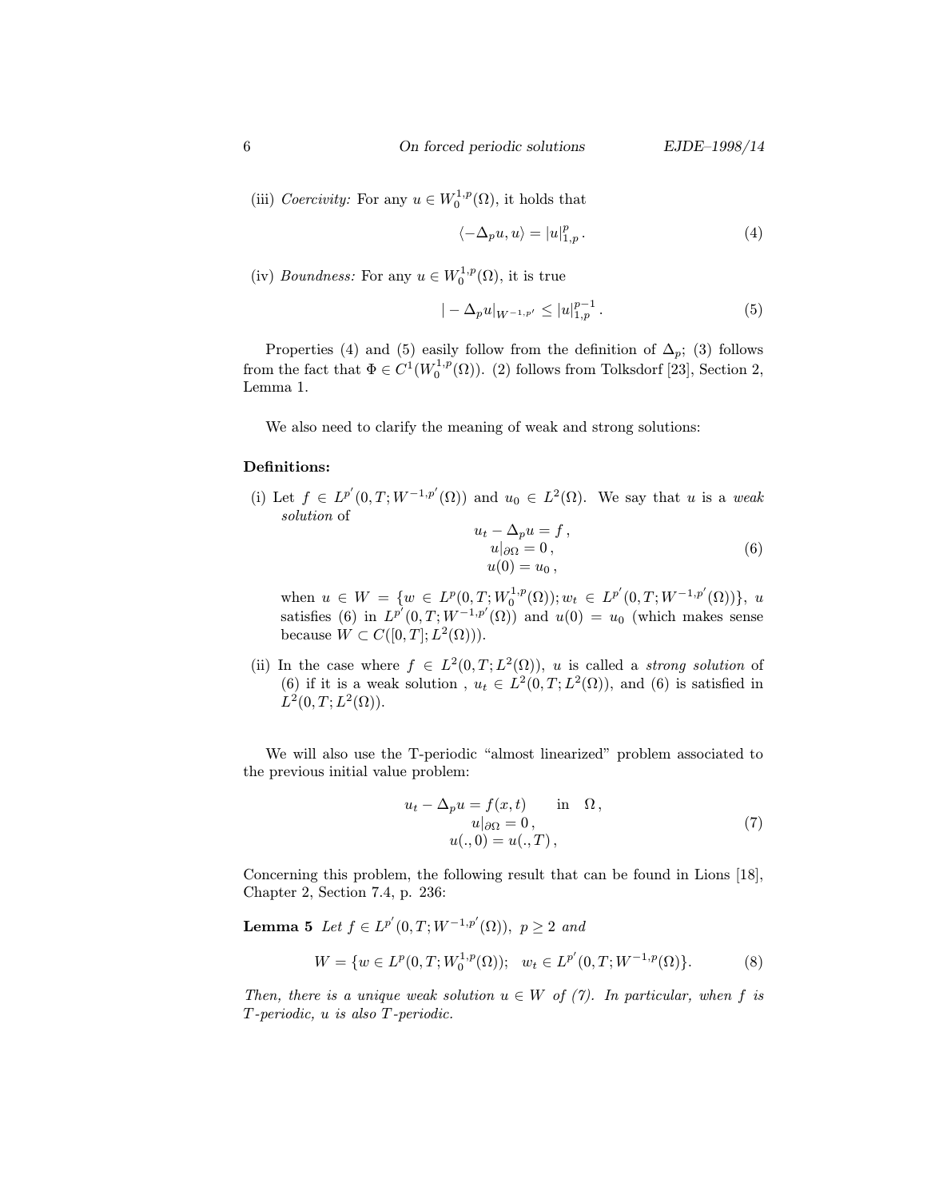(iii) *Coercivity:* For any $u \in W_0^{1,p}(\Omega)$, it holds that

$$\langle -\Delta_p u, u \rangle = |u|_{1,p}^p \,. \tag{4}$$

(iv) *Boundness:* For any $u \in W_0^{1,p}(\Omega)$, it is true

$$| -\Delta_p u|_{W^{-1,p'}} \leq |u|_{1,p}^{p-1} \,. \tag{5}$$

Properties (4) and (5) easily follow from the definition of $\Delta_p$; (3) follows from the fact that $\Phi \in C^1(W_0^{1,p}(\Omega))$. (2) follows from Tolksdorf [23], Section 2, Lemma 1.

We also need to clarify the meaning of weak and strong solutions:

**Definitions:**

(i) Let $f \in L^{p'}(0,T;W^{-1,p'}(\Omega))$ and $u_0 \in L^2(\Omega)$. We say that $u$ is a *weak solution* of

$$\begin{aligned} u_t - \Delta_p u &= f \,, \\ u|_{\partial\Omega} &= 0 \,, \\ u(0) &= u_0 \,, \end{aligned} \tag{6}$$

when $u \in W = \{w \in L^p(0,T;W_0^{1,p}(\Omega)); w_t \in L^{p'}(0,T;W^{-1,p'}(\Omega))\}$, $u$ satisfies (6) in $L^{p'}(0,T;W^{-1,p'}(\Omega))$ and $u(0) = u_0$ (which makes sense because $W \subset C([0,T];L^2(\Omega))$).

(ii) In the case where $f \in L^2(0,T;L^2(\Omega))$, $u$ is called a *strong solution* of (6) if it is a weak solution , $u_t \in L^2(0,T;L^2(\Omega))$, and (6) is satisfied in $L^2(0,T;L^2(\Omega))$.

We will also use the T-periodic "almost linearized" problem associated to the previous initial value problem:

$$\begin{aligned} u_t - \Delta_p u &= f(x,t) \qquad \text{in} \quad \Omega \,, \\ u|_{\partial\Omega} &= 0 \,, \\ u(.,0) &= u(.,T) \,, \end{aligned} \tag{7}$$

Concerning this problem, the following result that can be found in Lions [18], Chapter 2, Section 7.4, p. 236:

**Lemma 5** *Let $f \in L^{p'}(0,T;W^{-1,p'}(\Omega))$, $p \geq 2$ and*

$$W = \{w \in L^p(0,T;W_0^{1,p}(\Omega)); \quad w_t \in L^{p'}(0,T;W^{-1,p}(\Omega)\}. \tag{8}$$

*Then, there is a unique weak solution $u \in W$ of (7). In particular, when $f$ is $T$-periodic, $u$ is also $T$-periodic.*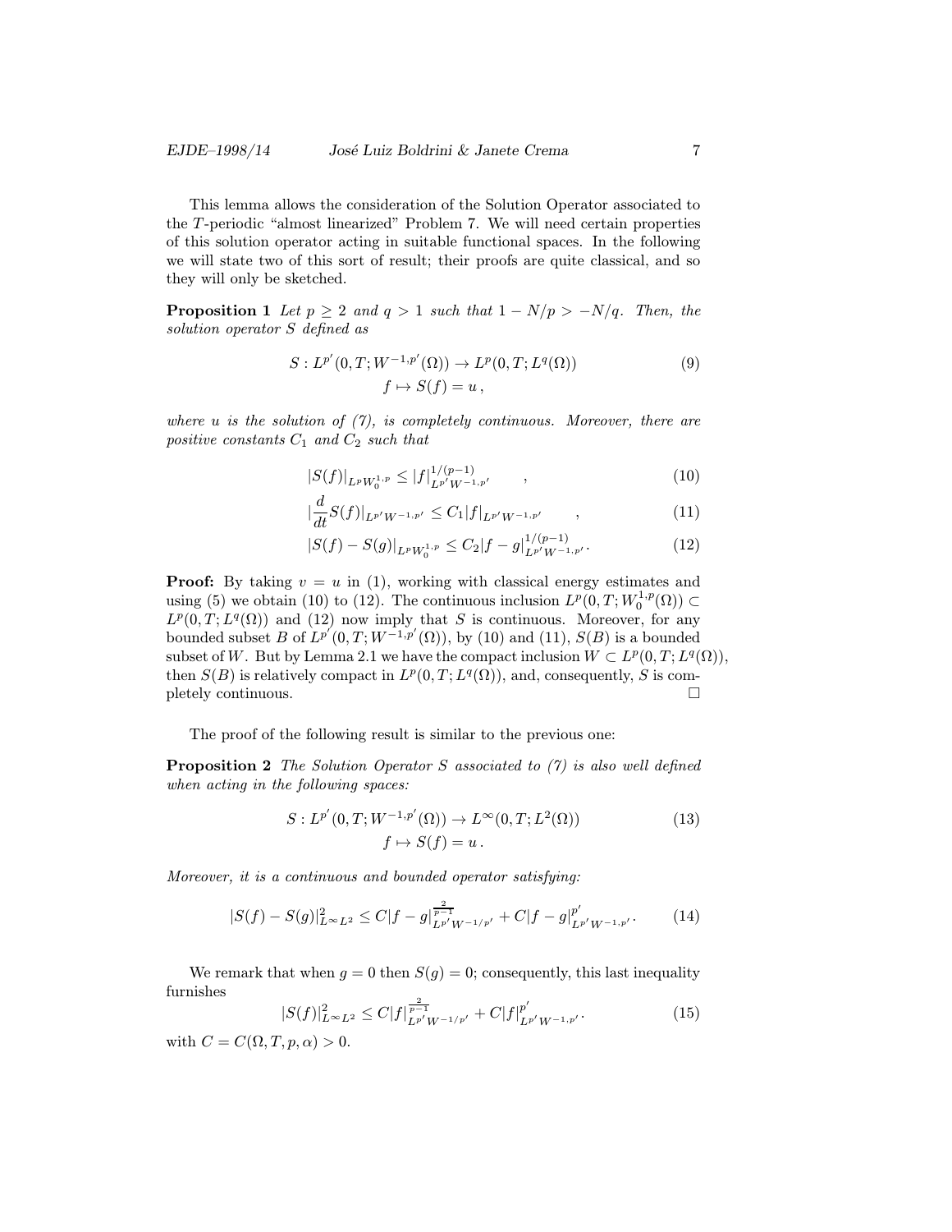This lemma allows the consideration of the Solution Operator associated to the $T$-periodic "almost linearized" Problem 7. We will need certain properties of this solution operator acting in suitable functional spaces. In the following we will state two of this sort of result; their proofs are quite classical, and so they will only be sketched.

**Proposition 1** *Let $p \geq 2$ and $q > 1$ such that $1 - N/p > -N/q$. Then, the solution operator $S$ defined as*

$$S : L^{p'}(0,T; W^{-1,p'}(\Omega)) \to L^p(0,T; L^q(\Omega)) \qquad (9)$$
$$f \mapsto S(f) = u\,,$$

*where $u$ is the solution of (7), is completely continuous. Moreover, there are positive constants $C_1$ and $C_2$ such that*

$$|S(f)|_{L^p W_0^{1,p}} \leq |f|^{1/(p-1)}_{L^{p'} W^{-1,p'}} \quad , \qquad (10)$$

$$|\frac{d}{dt} S(f)|_{L^{p'} W^{-1,p'}} \leq C_1 |f|_{L^{p'} W^{-1,p'}} \quad , \qquad (11)$$

$$|S(f) - S(g)|_{L^p W_0^{1,p}} \leq C_2 |f - g|^{1/(p-1)}_{L^{p'} W^{-1,p'}}. \qquad (12)$$

**Proof:** By taking $v = u$ in (1), working with classical energy estimates and using (5) we obtain (10) to (12). The continuous inclusion $L^p(0,T; W_0^{1,p}(\Omega)) \subset L^p(0,T; L^q(\Omega))$ and (12) now imply that $S$ is continuous. Moreover, for any bounded subset $B$ of $L^{p'}(0,T; W^{-1,p'}(\Omega))$, by (10) and (11), $S(B)$ is a bounded subset of $W$. But by Lemma 2.1 we have the compact inclusion $W \subset L^p(0,T; L^q(\Omega))$, then $S(B)$ is relatively compact in $L^p(0,T; L^q(\Omega))$, and, consequently, $S$ is completely continuous. $\square$

The proof of the following result is similar to the previous one:

**Proposition 2** *The Solution Operator $S$ associated to (7) is also well defined when acting in the following spaces:*

$$S : L^{p'}(0,T; W^{-1,p'}(\Omega)) \to L^\infty(0,T; L^2(\Omega)) \qquad (13)$$
$$f \mapsto S(f) = u\,.$$

*Moreover, it is a continuous and bounded operator satisfying:*

$$|S(f) - S(g)|^2_{L^\infty L^2} \leq C |f - g|^{\frac{2}{p-1}}_{L^{p'} W^{-1/p'}} + C |f - g|^{p'}_{L^{p'} W^{-1,p'}}. \qquad (14)$$

We remark that when $g = 0$ then $S(g) = 0$; consequently, this last inequality furnishes

$$|S(f)|^2_{L^\infty L^2} \leq C |f|^{\frac{2}{p-1}}_{L^{p'} W^{-1/p'}} + C |f|^{p'}_{L^{p'} W^{-1,p'}}. \qquad (15)$$

with $C = C(\Omega, T, p, \alpha) > 0$.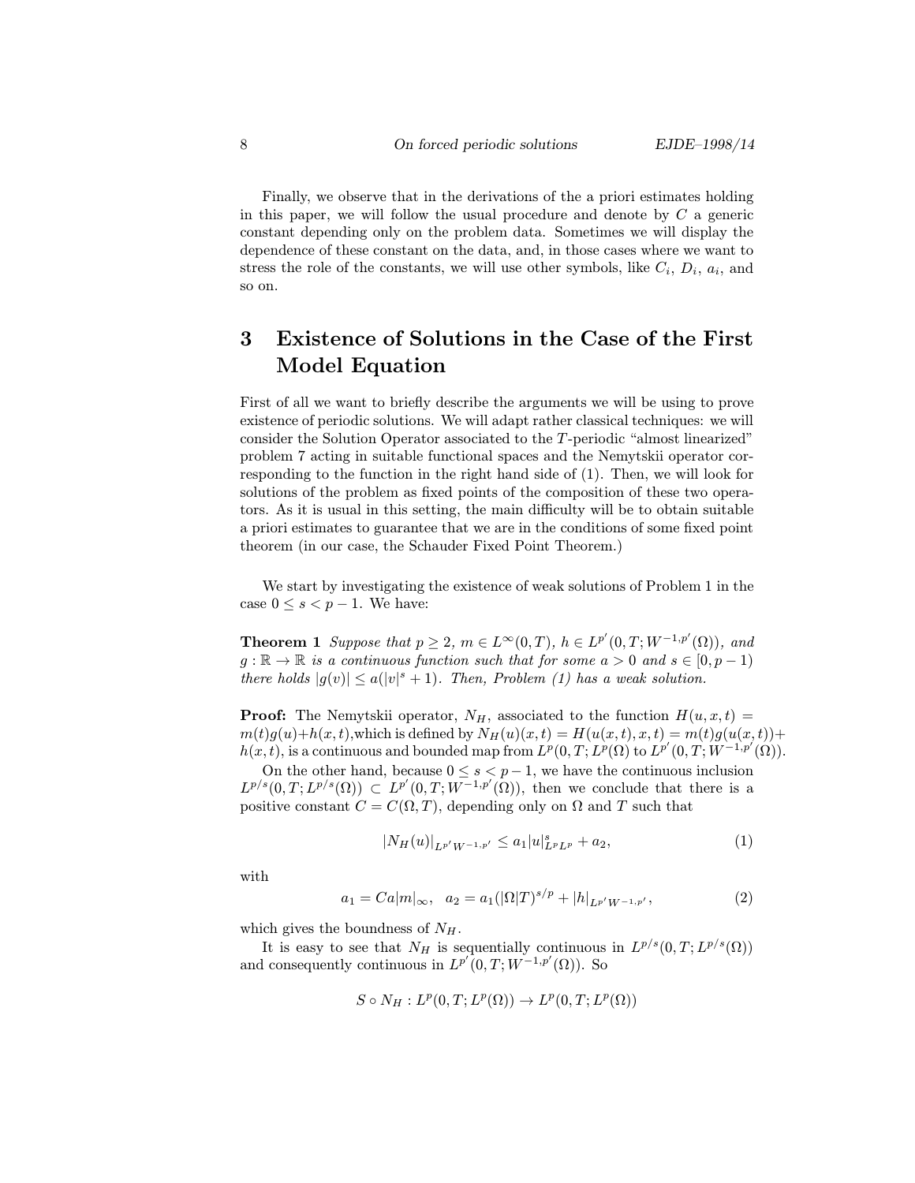Finally, we observe that in the derivations of the a priori estimates holding in this paper, we will follow the usual procedure and denote by $C$ a generic constant depending only on the problem data. Sometimes we will display the dependence of these constant on the data, and, in those cases where we want to stress the role of the constants, we will use other symbols, like $C_i$, $D_i$, $a_i$, and so on.

# 3 Existence of Solutions in the Case of the First Model Equation

First of all we want to briefly describe the arguments we will be using to prove existence of periodic solutions. We will adapt rather classical techniques: we will consider the Solution Operator associated to the $T$-periodic "almost linearized" problem 7 acting in suitable functional spaces and the Nemytskii operator corresponding to the function in the right hand side of (1). Then, we will look for solutions of the problem as fixed points of the composition of these two operators. As it is usual in this setting, the main difficulty will be to obtain suitable a priori estimates to guarantee that we are in the conditions of some fixed point theorem (in our case, the Schauder Fixed Point Theorem.)

We start by investigating the existence of weak solutions of Problem 1 in the case $0 \leq s < p-1$. We have:

**Theorem 1** *Suppose that $p \geq 2$, $m \in L^\infty(0,T)$, $h \in L^{p'}(0,T; W^{-1,p'}(\Omega))$, and $g : \mathbb{R} \to \mathbb{R}$ is a continuous function such that for some $a > 0$ and $s \in [0, p-1)$ there holds $|g(v)| \leq a(|v|^s + 1)$. Then, Problem (1) has a weak solution.*

**Proof:** The Nemytskii operator, $N_H$, associated to the function $H(u,x,t) = m(t)g(u) + h(x,t)$,which is defined by $N_H(u)(x,t) = H(u(x,t),x,t) = m(t)g(u(x,t)) + h(x,t)$, is a continuous and bounded map from $L^p(0,T;L^p(\Omega)$ to $L^{p'}(0,T;W^{-1,p'}(\Omega))$.

On the other hand, because $0 \leq s < p-1$, we have the continuous inclusion $L^{p/s}(0,T;L^{p/s}(\Omega)) \subset L^{p'}(0,T;W^{-1,p'}(\Omega))$, then we conclude that there is a positive constant $C = C(\Omega, T)$, depending only on $\Omega$ and $T$ such that

$$|N_H(u)|_{L^{p'}W^{-1,p'}} \leq a_1 |u|^s_{L^pL^p} + a_2, \tag{1}$$

with

$$a_1 = Ca|m|_\infty, \quad a_2 = a_1(|\Omega|T)^{s/p} + |h|_{L^{p'}W^{-1,p'}}, \tag{2}$$

which gives the boundness of $N_H$.

It is easy to see that $N_H$ is sequentially continuous in $L^{p/s}(0,T;L^{p/s}(\Omega))$ and consequently continuous in $L^{p'}(0,T;W^{-1,p'}(\Omega))$. So

$$S \circ N_H : L^p(0,T;L^p(\Omega)) \to L^p(0,T;L^p(\Omega))$$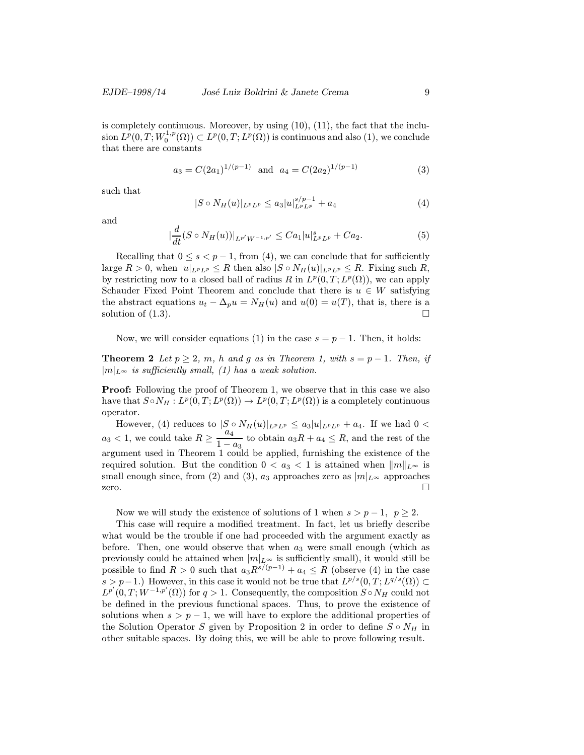is completely continuous. Moreover, by using (10), (11), the fact that the inclusion $L^p(0,T;W_0^{1,p}(\Omega)) \subset L^p(0,T;L^p(\Omega))$ is continuous and also (1), we conclude that there are constants

$$a_3 = C(2a_1)^{1/(p-1)} \quad \text{and} \quad a_4 = C(2a_2)^{1/(p-1)} \tag{3}$$

such that

$$|S \circ N_H(u)|_{L^pL^p} \leq a_3|u|_{L^pL^p}^{s/p-1} + a_4 \tag{4}$$

and

$$|\frac{d}{dt}(S \circ N_H(u))|_{L^{p'}W^{-1,p'}} \leq Ca_1|u|_{L^pL^p}^s + Ca_2. \tag{5}$$

Recalling that $0 \leq s < p-1$, from (4), we can conclude that for sufficiently large $R > 0$, when $|u|_{L^pL^p} \leq R$ then also $|S \circ N_H(u)|_{L^pL^p} \leq R$. Fixing such $R$, by restricting now to a closed ball of radius $R$ in $L^p(0,T;L^p(\Omega))$, we can apply Schauder Fixed Point Theorem and conclude that there is $u \in W$ satisfying the abstract equations $u_t - \Delta_p u = N_H(u)$ and $u(0) = u(T)$, that is, there is a solution of (1.3). $\square$

Now, we will consider equations (1) in the case $s = p-1$. Then, it holds:

**Theorem 2** *Let $p \geq 2$, $m$, $h$ and $g$ as in Theorem 1, with $s = p-1$. Then, if $|m|_{L^\infty}$ is sufficiently small, (1) has a weak solution.*

**Proof:** Following the proof of Theorem 1, we observe that in this case we also have that $S \circ N_H : L^p(0,T;L^p(\Omega)) \to L^p(0,T;L^p(\Omega))$ is a completely continuous operator.

However, (4) reduces to $|S \circ N_H(u)|_{L^pL^p} \leq a_3|u|_{L^pL^p} + a_4$. If we had $0 < a_3 < 1$, we could take $R \geq \dfrac{a_4}{1-a_3}$ to obtain $a_3R + a_4 \leq R$, and the rest of the argument used in Theorem 1 could be applied, furnishing the existence of the required solution. But the condition $0 < a_3 < 1$ is attained when $\|m\|_{L^\infty}$ is small enough since, from (2) and (3), $a_3$ approaches zero as $|m|_{L^\infty}$ approaches zero. $\square$

Now we will study the existence of solutions of 1 when $s > p-1$, $p \geq 2$.

This case will require a modified treatment. In fact, let us briefly describe what would be the trouble if one had proceeded with the argument exactly as before. Then, one would observe that when $a_3$ were small enough (which as previously could be attained when $|m|_{L^\infty}$ is sufficiently small), it would still be possible to find $R > 0$ such that $a_3R^{s/(p-1)} + a_4 \leq R$ (observe (4) in the case $s > p-1$.) However, in this case it would not be true that $L^{p/s}(0,T;L^{q/s}(\Omega)) \subset L^{p'}(0,T;W^{-1,p'}(\Omega))$ for $q > 1$. Consequently, the composition $S \circ N_H$ could not be defined in the previous functional spaces. Thus, to prove the existence of solutions when $s > p-1$, we will have to explore the additional properties of the Solution Operator $S$ given by Proposition 2 in order to define $S \circ N_H$ in other suitable spaces. By doing this, we will be able to prove following result.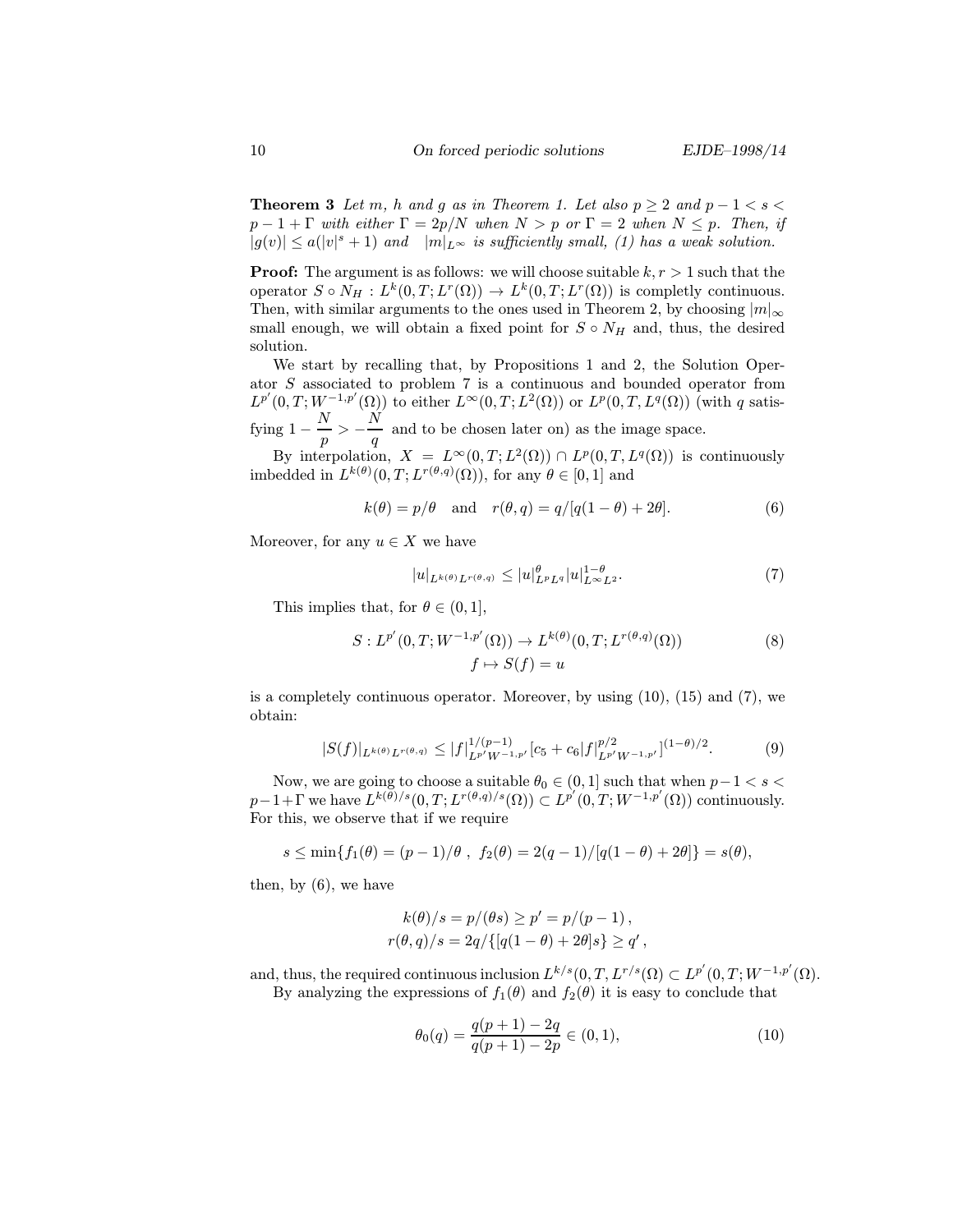**Theorem 3** *Let $m$, $h$ and $g$ as in Theorem 1. Let also $p \geq 2$ and $p-1 < s < p-1+\Gamma$ with either $\Gamma = 2p/N$ when $N > p$ or $\Gamma = 2$ when $N \leq p$. Then, if $|g(v)| \leq a(|v|^s + 1)$ and $|m|_{L^\infty}$ is sufficiently small, (1) has a weak solution.*

**Proof:** The argument is as follows: we will choose suitable $k, r > 1$ such that the operator $S \circ N_H : L^k(0,T; L^r(\Omega)) \to L^k(0,T; L^r(\Omega))$ is completly continuous. Then, with similar arguments to the ones used in Theorem 2, by choosing $|m|_\infty$ small enough, we will obtain a fixed point for $S \circ N_H$ and, thus, the desired solution.

We start by recalling that, by Propositions 1 and 2, the Solution Operator $S$ associated to problem 7 is a continuous and bounded operator from $L^{p'}(0,T; W^{-1,p'}(\Omega))$ to either $L^\infty(0,T; L^2(\Omega))$ or $L^p(0,T, L^q(\Omega))$ (with $q$ satisfying $1 - \dfrac{N}{p} > -\dfrac{N}{q}$ and to be chosen later on) as the image space.

By interpolation, $X = L^\infty(0,T; L^2(\Omega)) \cap L^p(0,T, L^q(\Omega))$ is continuously imbedded in $L^{k(\theta)}(0,T; L^{r(\theta,q)}(\Omega))$, for any $\theta \in [0,1]$ and

$$k(\theta) = p/\theta \quad \text{and} \quad r(\theta, q) = q/[q(1-\theta) + 2\theta]. \tag{6}$$

Moreover, for any $u \in X$ we have

$$|u|_{L^{k(\theta)} L^{r(\theta,q)}} \leq |u|^\theta_{L^p L^q} |u|^{1-\theta}_{L^\infty L^2}. \tag{7}$$

This implies that, for $\theta \in (0,1]$,

$$\begin{aligned} S : L^{p'}(0,T; W^{-1,p'}(\Omega)) &\to L^{k(\theta)}(0,T; L^{r(\theta,q)}(\Omega)) \\ f &\mapsto S(f) = u \end{aligned} \tag{8}$$

is a completely continuous operator. Moreover, by using (10), (15) and (7), we obtain:

$$|S(f)|_{L^{k(\theta)} L^{r(\theta,q)}} \leq |f|^{1/(p-1)}_{L^{p'} W^{-1,p'}} [c_5 + c_6 |f|^{p/2}_{L^{p'} W^{-1,p'}}]^{(1-\theta)/2}. \tag{9}$$

Now, we are going to choose a suitable $\theta_0 \in (0,1]$ such that when $p-1 < s < p-1+\Gamma$ we have $L^{k(\theta)/s}(0,T; L^{r(\theta,q)/s}(\Omega)) \subset L^{p'}(0,T; W^{-1,p'}(\Omega))$ continuously. For this, we observe that if we require

$$s \leq \min\{f_1(\theta) = (p-1)/\theta\ ,\ f_2(\theta) = 2(q-1)/[q(1-\theta) + 2\theta]\} = s(\theta),$$

then, by (6), we have

$$\begin{aligned} k(\theta)/s &= p/(\theta s) \geq p' = p/(p-1)\,, \\ r(\theta, q)/s &= 2q/\{[q(1-\theta) + 2\theta]s\} \geq q'\,, \end{aligned}$$

and, thus, the required continuous inclusion $L^{k/s}(0,T, L^{r/s}(\Omega) \subset L^{p'}(0,T; W^{-1,p'}(\Omega)$.

By analyzing the expressions of $f_1(\theta)$ and $f_2(\theta)$ it is easy to conclude that

$$\theta_0(q) = \frac{q(p+1) - 2q}{q(p+1) - 2p} \in (0,1), \tag{10}$$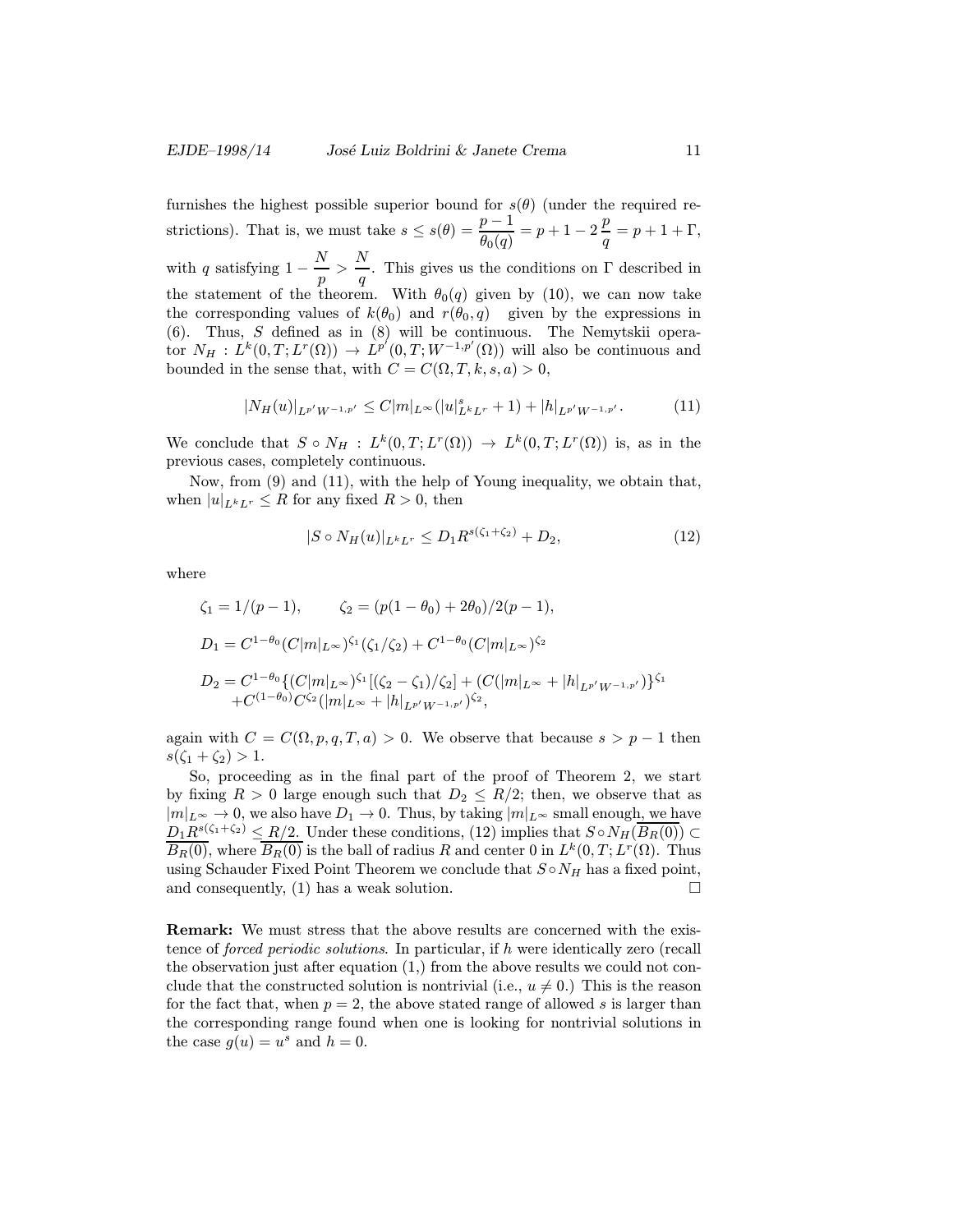furnishes the highest possible superior bound for $s(\theta)$ (under the required restrictions). That is, we must take $s \le s(\theta) = \dfrac{p-1}{\theta_0(q)} = p + 1 - 2\,\dfrac{p}{q} = p + 1 + \Gamma$, with $q$ satisfying $1 - \dfrac{N}{p} > \dfrac{N}{q}$. This gives us the conditions on $\Gamma$ described in the statement of the theorem. With $\theta_0(q)$ given by (10), we can now take the corresponding values of $k(\theta_0)$ and $r(\theta_0, q)$ given by the expressions in (6). Thus, $S$ defined as in (8) will be continuous. The Nemytskii operator $N_H : L^k(0,T; L^r(\Omega)) \to L^{p'}(0,T; W^{-1,p'}(\Omega))$ will also be continuous and bounded in the sense that, with $C = C(\Omega, T, k, s, a) > 0$,

$$|N_H(u)|_{L^{p'}W^{-1,p'}} \le C|m|_{L^\infty}(|u|^s_{L^kL^r} + 1) + |h|_{L^{p'}W^{-1,p'}}. \tag{11}$$

We conclude that $S \circ N_H : L^k(0,T; L^r(\Omega)) \to L^k(0,T; L^r(\Omega))$ is, as in the previous cases, completely continuous.

Now, from (9) and (11), with the help of Young inequality, we obtain that, when $|u|_{L^kL^r} \le R$ for any fixed $R > 0$, then

$$|S \circ N_H(u)|_{L^kL^r} \le D_1 R^{s(\zeta_1 + \zeta_2)} + D_2, \tag{12}$$

where

$$\zeta_1 = 1/(p-1), \qquad \zeta_2 = (p(1-\theta_0) + 2\theta_0)/2(p-1),$$

$$D_1 = C^{1-\theta_0}(C|m|_{L^\infty})^{\zeta_1}(\zeta_1/\zeta_2) + C^{1-\theta_0}(C|m|_{L^\infty})^{\zeta_2}$$

$$\begin{aligned} D_2 = {} & C^{1-\theta_0}\{(C|m|_{L^\infty})^{\zeta_1}[(\zeta_2 - \zeta_1)/\zeta_2] + (C(|m|_{L^\infty} + |h|_{L^{p'}W^{-1,p'}})\}^{\zeta_1} \\ & + C^{(1-\theta_0)}C^{\zeta_2}(|m|_{L^\infty} + |h|_{L^{p'}W^{-1,p'}})^{\zeta_2}, \end{aligned}$$

again with $C = C(\Omega, p, q, T, a) > 0$. We observe that because $s > p - 1$ then $s(\zeta_1 + \zeta_2) > 1$.

So, proceeding as in the final part of the proof of Theorem 2, we start by fixing $R > 0$ large enough such that $D_2 \le R/2$; then, we observe that as $|m|_{L^\infty} \to 0$, we also have $D_1 \to 0$. Thus, by taking $|m|_{L^\infty}$ small enough, we have $D_1 R^{s(\zeta_1+\zeta_2)} \le R/2$. Under these conditions, (12) implies that $S \circ N_H(\overline{B_R(0)}) \subset \overline{B_R(0)}$, where $\overline{B_R(0)}$ is the ball of radius $R$ and center 0 in $L^k(0,T; L^r(\Omega))$. Thus using Schauder Fixed Point Theorem we conclude that $S \circ N_H$ has a fixed point, and consequently, (1) has a weak solution. $\square$

**Remark:** We must stress that the above results are concerned with the existence of *forced periodic solutions*. In particular, if $h$ were identically zero (recall the observation just after equation (1,) from the above results we could not conclude that the constructed solution is nontrivial (i.e., $u \not\equiv 0$.) This is the reason for the fact that, when $p = 2$, the above stated range of allowed $s$ is larger than the corresponding range found when one is looking for nontrivial solutions in the case $g(u) = u^s$ and $h = 0$.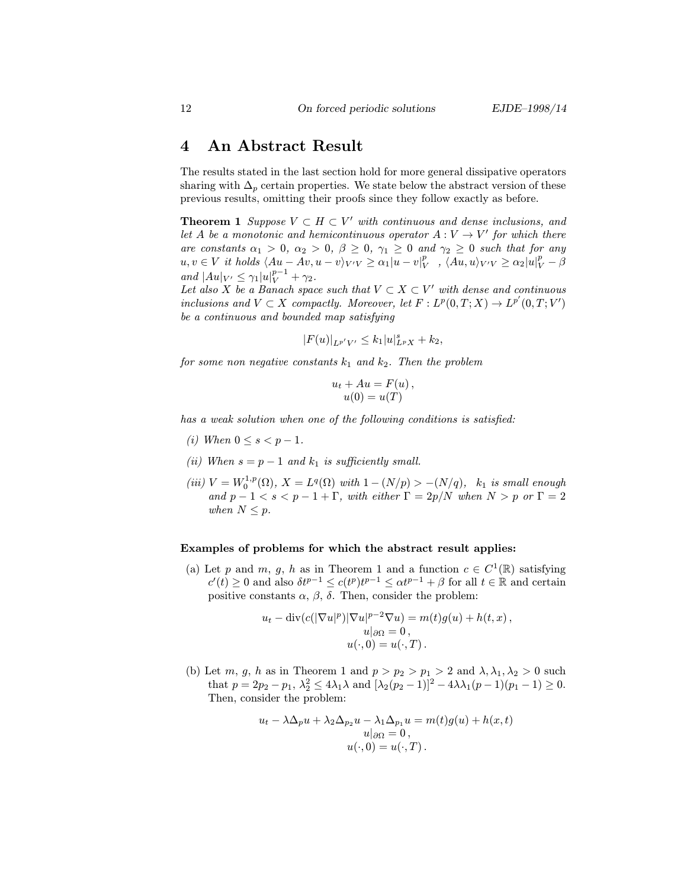## 4 An Abstract Result

The results stated in the last section hold for more general dissipative operators sharing with $\Delta_p$ certain properties. We state below the abstract version of these previous results, omitting their proofs since they follow exactly as before.

**Theorem 1** *Suppose $V \subset H \subset V'$ with continuous and dense inclusions, and let $A$ be a monotonic and hemicontinuous operator $A : V \to V'$ for which there are constants $\alpha_1 > 0$, $\alpha_2 > 0$, $\beta \geq 0$, $\gamma_1 \geq 0$ and $\gamma_2 \geq 0$ such that for any $u, v \in V$ it holds $\langle Au - Av, u - v\rangle_{V'V} \geq \alpha_1 |u - v|_V^p$ , $\langle Au, u\rangle_{V'V} \geq \alpha_2 |u|_V^p - \beta$ and $|Au|_{V'} \leq \gamma_1 |u|_V^{p-1} + \gamma_2$.*
*Let also $X$ be a Banach space such that $V \subset X \subset V'$ with dense and continuous inclusions and $V \subset X$ compactly. Moreover, let $F : L^p(0, T; X) \to L^{p'}(0, T; V')$ be a continuous and bounded map satisfying*

$$|F(u)|_{L^{p'}V'} \leq k_1 |u|_{L^p X}^s + k_2,$$

*for some non negative constants $k_1$ and $k_2$. Then the problem*

$$\begin{gathered} u_t + Au = F(u)\,, \\ u(0) = u(T) \end{gathered}$$

*has a weak solution when one of the following conditions is satisfied:*

- *(i) When $0 \leq s < p - 1$.*
- *(ii) When $s = p - 1$ and $k_1$ is sufficiently small.*
- *(iii) $V = W_0^{1,p}(\Omega)$, $X = L^q(\Omega)$ with $1 - (N/p) > -(N/q)$, $k_1$ is small enough and $p - 1 < s < p - 1 + \Gamma$, with either $\Gamma = 2p/N$ when $N > p$ or $\Gamma = 2$ when $N \leq p$.*

**Examples of problems for which the abstract result applies:**

(a) Let $p$ and $m$, $g$, $h$ as in Theorem 1 and a function $c \in C^1(\mathbb{R})$ satisfying $c'(t) \geq 0$ and also $\delta t^{p-1} \leq c(t^p)t^{p-1} \leq \alpha t^{p-1} + \beta$ for all $t \in \mathbb{R}$ and certain positive constants $\alpha$, $\beta$, $\delta$. Then, consider the problem:

$$\begin{gathered} u_t - \operatorname{div}(c(|\nabla u|^p)|\nabla u|^{p-2}\nabla u) = m(t)g(u) + h(t, x)\,, \\ u|_{\partial\Omega} = 0\,, \\ u(\cdot, 0) = u(\cdot, T)\,. \end{gathered}$$

(b) Let $m$, $g$, $h$ as in Theorem 1 and $p > p_2 > p_1 > 2$ and $\lambda, \lambda_1, \lambda_2 > 0$ such that $p = 2p_2 - p_1$, $\lambda_2^2 \leq 4\lambda_1\lambda$ and $[\lambda_2(p_2 - 1)]^2 - 4\lambda\lambda_1(p - 1)(p_1 - 1) \geq 0$. Then, consider the problem:

$$\begin{gathered} u_t - \lambda\Delta_p u + \lambda_2\Delta_{p_2} u - \lambda_1\Delta_{p_1} u = m(t)g(u) + h(x, t) \\ u|_{\partial\Omega} = 0\,, \\ u(\cdot, 0) = u(\cdot, T)\,. \end{gathered}$$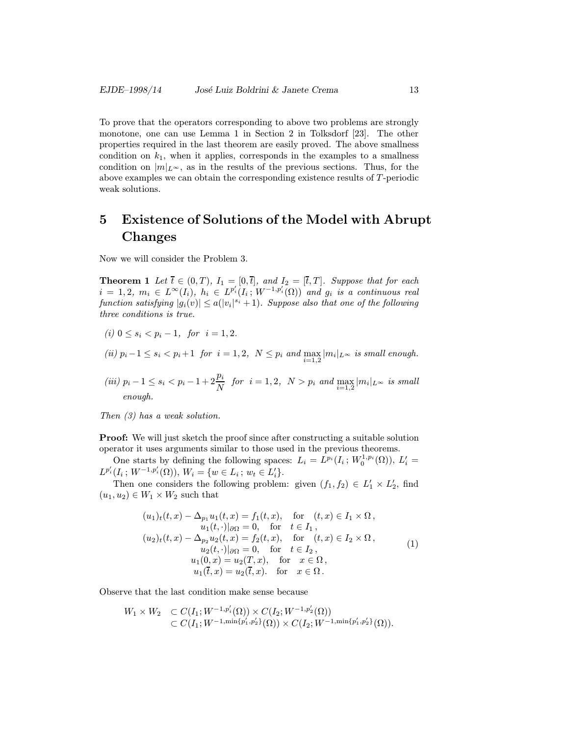To prove that the operators corresponding to above two problems are strongly monotone, one can use Lemma 1 in Section 2 in Tolksdorf [23]. The other properties required in the last theorem are easily proved. The above smallness condition on $k_1$, when it applies, corresponds in the examples to a smallness condition on $|m|_{L^\infty}$, as in the results of the previous sections. Thus, for the above examples we can obtain the corresponding existence results of $T$-periodic weak solutions.

# 5 Existence of Solutions of the Model with Abrupt Changes

Now we will consider the Problem 3.

**Theorem 1** *Let $\overline{t} \in (0,T)$, $I_1 = [0,\overline{t}]$, and $I_2 = [\overline{t},T]$. Suppose that for each $i = 1,2$, $m_i \in L^\infty(I_i)$, $h_i \in L^{p_i'}(I_i\,;W^{-1,p_i'}(\Omega))$ and $g_i$ is a continuous real function satisfying $|g_i(v)| \le a(|v_i|^{s_i}+1)$. Suppose also that one of the following three conditions is true.*

*(i) $0 \le s_i < p_i - 1$, for $i = 1,2$.*

*(ii) $p_i - 1 \le s_i < p_i + 1$ for $i = 1,2$, $N \le p_i$ and $\max_{i=1,2} |m_i|_{L^\infty}$ is small enough.*

*(iii) $p_i - 1 \le s_i < p_i - 1 + 2\dfrac{p_i}{N}$ for $i = 1,2$, $N > p_i$ and $\max_{i=1,2} |m_i|_{L^\infty}$ is small enough.*

*Then (3) has a weak solution.*

**Proof:** We will just sketch the proof since after constructing a suitable solution operator it uses arguments similar to those used in the previous theorems.

One starts by defining the following spaces: $L_i = L^{p_i}(I_i\,;W_0^{1,p_i}(\Omega))$, $L_i' = L^{p_i'}(I_i\,;W^{-1,p_i'}(\Omega))$, $W_i = \{w \in L_i\,;\,w_t \in L_i'\}$.

Then one considers the following problem: given $(f_1,f_2) \in L_1' \times L_2'$, find $(u_1,u_2) \in W_1 \times W_2$ such that

$$
\begin{aligned}
(u_1)_t(t,x) - \Delta_{p_1} u_1(t,x) = f_1(t,x), &\quad \text{for} \quad (t,x) \in I_1 \times \Omega\,,\\
u_1(t,\cdot)|_{\partial\Omega} = 0, &\quad \text{for} \quad t \in I_1\,,\\
(u_2)_t(t,x) - \Delta_{p_2} u_2(t,x) = f_2(t,x), &\quad \text{for} \quad (t,x) \in I_2 \times \Omega\,,\\
u_2(t,\cdot)|_{\partial\Omega} = 0, &\quad \text{for} \quad t \in I_2\,,\\
u_1(0,x) = u_2(T,x), &\quad \text{for} \quad x \in \Omega\,,\\
u_1(\overline{t},x) = u_2(\overline{t},x). &\quad \text{for} \quad x \in \Omega\,.
\end{aligned}
\tag{1}
$$

Observe that the last condition make sense because

$$
\begin{aligned}
W_1 \times W_2 \;&\subset C(I_1;W^{-1,p_i'}(\Omega)) \times C(I_2;W^{-1,p_2'}(\Omega))\\
&\subset C(I_1;W^{-1,\min\{p_1',p_2'\}}(\Omega)) \times C(I_2;W^{-1,\min\{p_1',p_2'\}}(\Omega)).
\end{aligned}
$$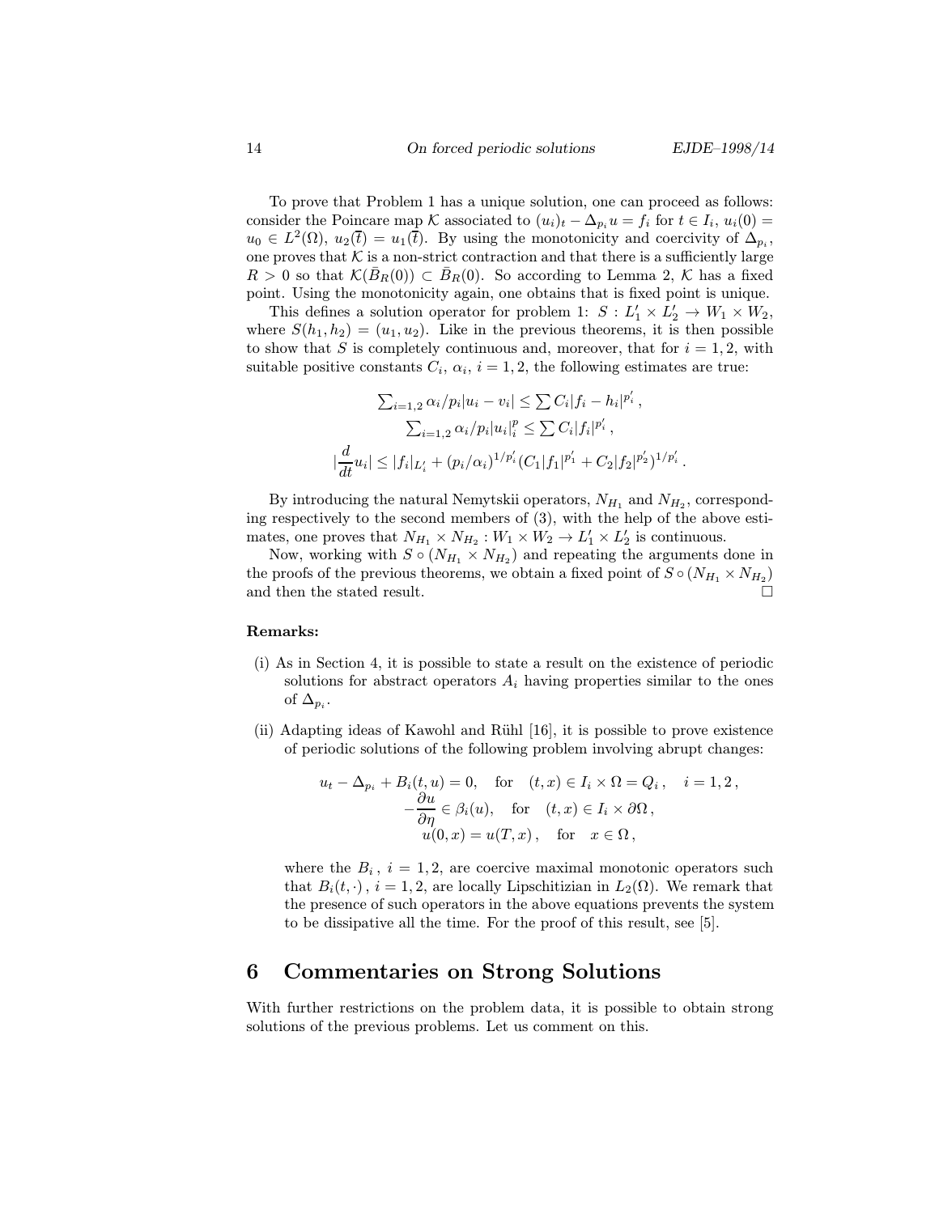To prove that Problem 1 has a unique solution, one can proceed as follows: consider the Poincare map $\mathcal{K}$ associated to $(u_i)_t - \Delta_{p_i} u = f_i$ for $t \in I_i$, $u_i(0) = u_0 \in L^2(\Omega)$, $u_2(\overline{t}) = u_1(\overline{t})$. By using the monotonicity and coercivity of $\Delta_{p_i}$, one proves that $\mathcal{K}$ is a non-strict contraction and that there is a sufficiently large $R > 0$ so that $\mathcal{K}(\bar{B}_R(0)) \subset \bar{B}_R(0)$. So according to Lemma 2, $\mathcal{K}$ has a fixed point. Using the monotonicity again, one obtains that is fixed point is unique.

This defines a solution operator for problem 1: $S : L_1' \times L_2' \to W_1 \times W_2$, where $S(h_1, h_2) = (u_1, u_2)$. Like in the previous theorems, it is then possible to show that $S$ is completely continuous and, moreover, that for $i = 1, 2$, with suitable positive constants $C_i$, $\alpha_i$, $i = 1, 2$, the following estimates are true:

$$
\begin{gathered}
\textstyle\sum_{i=1,2} \alpha_i / p_i |u_i - v_i| \leq \sum C_i |f_i - h_i|^{p_i'} \,, \\
\textstyle\sum_{i=1,2} \alpha_i / p_i |u_i|_i^p \leq \sum C_i |f_i|^{p_i'} \,, \\
|\frac{d}{dt} u_i| \leq |f_i|_{L_i'} + (p_i/\alpha_i)^{1/p_i'} (C_1 |f_1|^{p_1'} + C_2 |f_2|^{p_2'})^{1/p_i'} \,.
\end{gathered}
$$

By introducing the natural Nemytskii operators, $N_{H_1}$ and $N_{H_2}$, corresponding respectively to the second members of (3), with the help of the above estimates, one proves that $N_{H_1} \times N_{H_2} : W_1 \times W_2 \to L_1' \times L_2'$ is continuous.

Now, working with $S \circ (N_{H_1} \times N_{H_2})$ and repeating the arguments done in the proofs of the previous theorems, we obtain a fixed point of $S \circ (N_{H_1} \times N_{H_2})$ and then the stated result. $\square$

**Remarks:**

(i) As in Section 4, it is possible to state a result on the existence of periodic solutions for abstract operators $A_i$ having properties similar to the ones of $\Delta_{p_i}$.

(ii) Adapting ideas of Kawohl and Rühl [16], it is possible to prove existence of periodic solutions of the following problem involving abrupt changes:

$$
\begin{gathered}
u_t - \Delta_{p_i} + B_i(t, u) = 0, \quad \text{for} \quad (t, x) \in I_i \times \Omega = Q_i \,, \quad i = 1, 2 \,, \\
-\frac{\partial u}{\partial \eta} \in \beta_i(u), \quad \text{for} \quad (t, x) \in I_i \times \partial\Omega \,, \\
u(0, x) = u(T, x) \,, \quad \text{for} \quad x \in \Omega \,,
\end{gathered}
$$

where the $B_i$, $i = 1, 2$, are coercive maximal monotonic operators such that $B_i(t, \cdot)$, $i = 1, 2$, are locally Lipschitizian in $L_2(\Omega)$. We remark that the presence of such operators in the above equations prevents the system to be dissipative all the time. For the proof of this result, see [5].

# 6 Commentaries on Strong Solutions

With further restrictions on the problem data, it is possible to obtain strong solutions of the previous problems. Let us comment on this.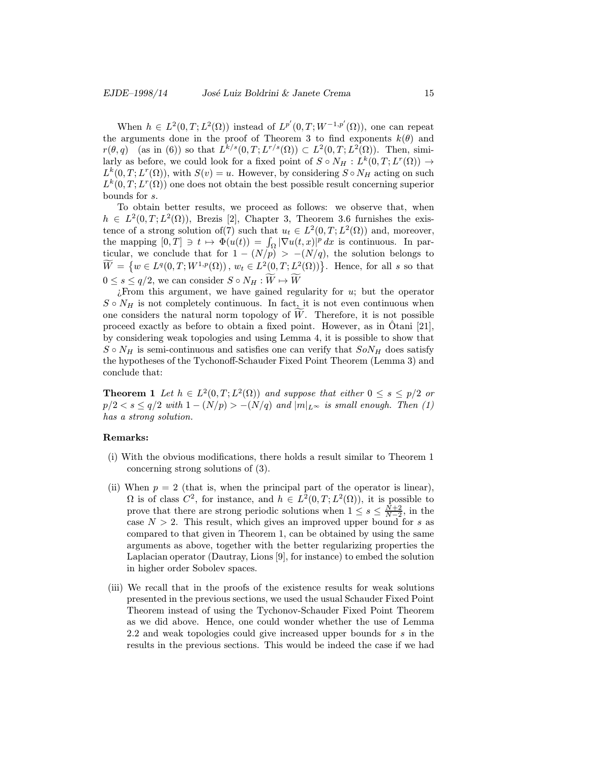When $h \in L^2(0,T;L^2(\Omega))$ instead of $L^{p'}(0,T;W^{-1,p'}(\Omega))$, one can repeat the arguments done in the proof of Theorem 3 to find exponents $k(\theta)$ and $r(\theta,q)$ (as in (6)) so that $L^{k/s}(0,T;L^{r/s}(\Omega)) \subset L^2(0,T;L^2(\Omega))$. Then, similarly as before, we could look for a fixed point of $S \circ N_H : L^k(0,T;L^r(\Omega)) \to L^k(0,T;L^r(\Omega))$, with $S(v) = u$. However, by considering $S \circ N_H$ acting on such $L^k(0,T;L^r(\Omega))$ one does not obtain the best possible result concerning superior bounds for $s$.

To obtain better results, we proceed as follows: we observe that, when $h \in L^2(0,T;L^2(\Omega))$, Brezis [2], Chapter 3, Theorem 3.6 furnishes the existence of a strong solution of(7) such that $u_t \in L^2(0,T;L^2(\Omega))$ and, moreover, the mapping $[0,T] \ni t \mapsto \Phi(u(t)) = \int_\Omega |\nabla u(t,x)|^p \, dx$ is continuous. In particular, we conclude that for $1-(N/p) > -(N/q)$, the solution belongs to $\widetilde{W} = \{ w \in L^q(0,T;W^{1,p}(\Omega)) \,,\, w_t \in L^2(0,T;L^2(\Omega)) \}$. Hence, for all $s$ so that $0 \le s \le q/2$, we can consider $S \circ N_H : \widetilde{W} \mapsto \widetilde{W}$

¿From this argument, we have gained regularity for $u$; but the operator $S \circ N_H$ is not completely continuous. In fact, it is not even continuous when one considers the natural norm topology of $\widetilde{W}$. Therefore, it is not possible proceed exactly as before to obtain a fixed point. However, as in Ôtani [21], by considering weak topologies and using Lemma 4, it is possible to show that $S \circ N_H$ is semi-continuous and satisfies one can verify that $SoN_H$ does satisfy the hypotheses of the Tychonoff-Schauder Fixed Point Theorem (Lemma 3) and conclude that:

**Theorem 1** *Let $h \in L^2(0,T;L^2(\Omega))$ and suppose that either $0 \le s \le p/2$ or $p/2 < s \le q/2$ with $1-(N/p) > -(N/q)$ and $|m|_{L^\infty}$ is small enough. Then (1) has a strong solution.*

**Remarks:**

(i) With the obvious modifications, there holds a result similar to Theorem 1 concerning strong solutions of (3).

(ii) When $p = 2$ (that is, when the principal part of the operator is linear), $\Omega$ is of class $C^2$, for instance, and $h \in L^2(0,T;L^2(\Omega))$, it is possible to prove that there are strong periodic solutions when $1 \le s \le \frac{N+2}{N-2}$, in the case $N > 2$. This result, which gives an improved upper bound for $s$ as compared to that given in Theorem 1, can be obtained by using the same arguments as above, together with the better regularizing properties the Laplacian operator (Dautray, Lions [9], for instance) to embed the solution in higher order Sobolev spaces.

(iii) We recall that in the proofs of the existence results for weak solutions presented in the previous sections, we used the usual Schauder Fixed Point Theorem instead of using the Tychonov-Schauder Fixed Point Theorem as we did above. Hence, one could wonder whether the use of Lemma 2.2 and weak topologies could give increased upper bounds for $s$ in the results in the previous sections. This would be indeed the case if we had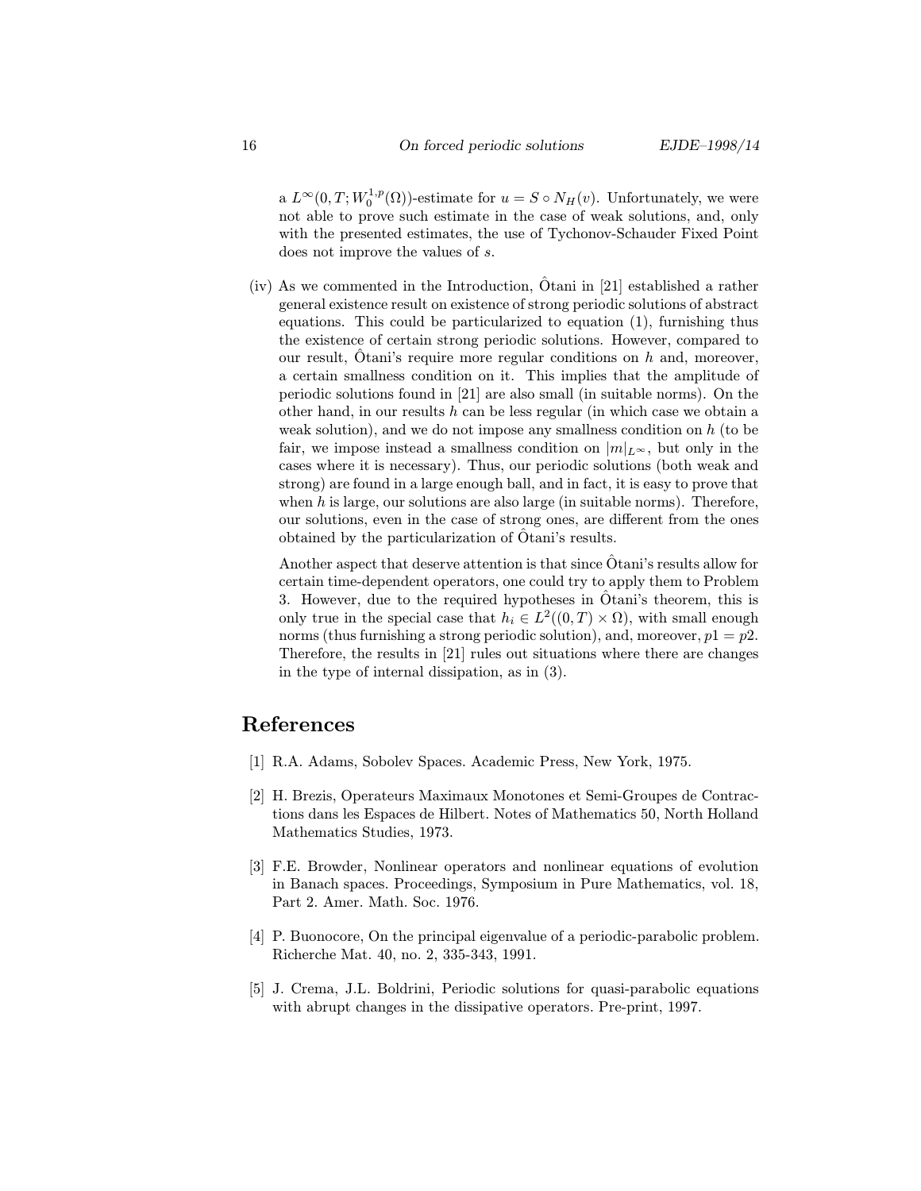a $L^\infty(0,T;W_0^{1,p}(\Omega))$-estimate for $u = S \circ N_H(v)$. Unfortunately, we were not able to prove such estimate in the case of weak solutions, and, only with the presented estimates, the use of Tychonov-Schauder Fixed Point does not improve the values of $s$.

(iv) As we commented in the Introduction, Ôtani in [21] established a rather general existence result on existence of strong periodic solutions of abstract equations. This could be particularized to equation (1), furnishing thus the existence of certain strong periodic solutions. However, compared to our result, Ôtani's require more regular conditions on $h$ and, moreover, a certain smallness condition on it. This implies that the amplitude of periodic solutions found in [21] are also small (in suitable norms). On the other hand, in our results $h$ can be less regular (in which case we obtain a weak solution), and we do not impose any smallness condition on $h$ (to be fair, we impose instead a smallness condition on $|m|_{L^\infty}$, but only in the cases where it is necessary). Thus, our periodic solutions (both weak and strong) are found in a large enough ball, and in fact, it is easy to prove that when $h$ is large, our solutions are also large (in suitable norms). Therefore, our solutions, even in the case of strong ones, are different from the ones obtained by the particularization of Ôtani's results.

Another aspect that deserve attention is that since Ôtani's results allow for certain time-dependent operators, one could try to apply them to Problem 3. However, due to the required hypotheses in Ôtani's theorem, this is only true in the special case that $h_i \in L^2((0,T) \times \Omega)$, with small enough norms (thus furnishing a strong periodic solution), and, moreover, $p1 = p2$. Therefore, the results in [21] rules out situations where there are changes in the type of internal dissipation, as in (3).

# References

[1] R.A. Adams, Sobolev Spaces. Academic Press, New York, 1975.

[2] H. Brezis, Operateurs Maximaux Monotones et Semi-Groupes de Contractions dans les Espaces de Hilbert. Notes of Mathematics 50, North Holland Mathematics Studies, 1973.

[3] F.E. Browder, Nonlinear operators and nonlinear equations of evolution in Banach spaces. Proceedings, Symposium in Pure Mathematics, vol. 18, Part 2. Amer. Math. Soc. 1976.

[4] P. Buonocore, On the principal eigenvalue of a periodic-parabolic problem. Richerche Mat. 40, no. 2, 335-343, 1991.

[5] J. Crema, J.L. Boldrini, Periodic solutions for quasi-parabolic equations with abrupt changes in the dissipative operators. Pre-print, 1997.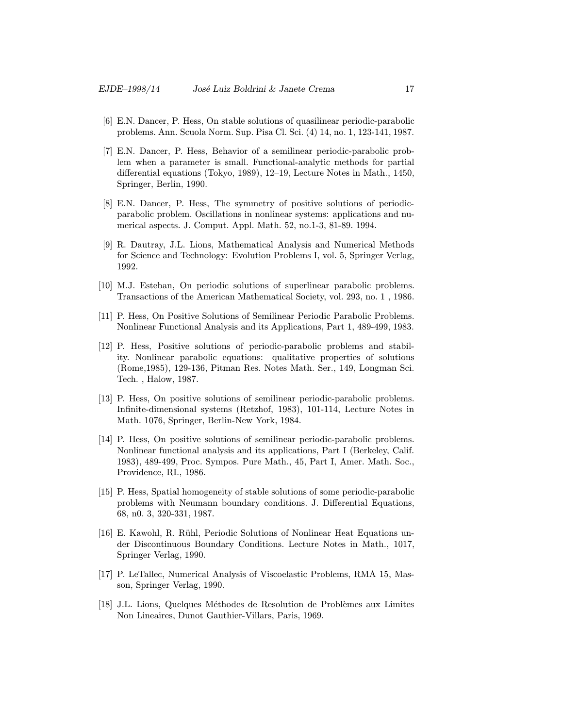[6] E.N. Dancer, P. Hess, On stable solutions of quasilinear periodic-parabolic problems. Ann. Scuola Norm. Sup. Pisa Cl. Sci. (4) 14, no. 1, 123-141, 1987.

[7] E.N. Dancer, P. Hess, Behavior of a semilinear periodic-parabolic problem when a parameter is small. Functional-analytic methods for partial differential equations (Tokyo, 1989), 12–19, Lecture Notes in Math., 1450, Springer, Berlin, 1990.

[8] E.N. Dancer, P. Hess, The symmetry of positive solutions of periodic-parabolic problem. Oscillations in nonlinear systems: applications and numerical aspects. J. Comput. Appl. Math. 52, no.1-3, 81-89. 1994.

[9] R. Dautray, J.L. Lions, Mathematical Analysis and Numerical Methods for Science and Technology: Evolution Problems I, vol. 5, Springer Verlag, 1992.

[10] M.J. Esteban, On periodic solutions of superlinear parabolic problems. Transactions of the American Mathematical Society, vol. 293, no. 1 , 1986.

[11] P. Hess, On Positive Solutions of Semilinear Periodic Parabolic Problems. Nonlinear Functional Analysis and its Applications, Part 1, 489-499, 1983.

[12] P. Hess, Positive solutions of periodic-parabolic problems and stability. Nonlinear parabolic equations: qualitative properties of solutions (Rome,1985), 129-136, Pitman Res. Notes Math. Ser., 149, Longman Sci. Tech. , Halow, 1987.

[13] P. Hess, On positive solutions of semilinear periodic-parabolic problems. Infinite-dimensional systems (Retzhof, 1983), 101-114, Lecture Notes in Math. 1076, Springer, Berlin-New York, 1984.

[14] P. Hess, On positive solutions of semilinear periodic-parabolic problems. Nonlinear functional analysis and its applications, Part I (Berkeley, Calif. 1983), 489-499, Proc. Sympos. Pure Math., 45, Part I, Amer. Math. Soc., Providence, RI., 1986.

[15] P. Hess, Spatial homogeneity of stable solutions of some periodic-parabolic problems with Neumann boundary conditions. J. Differential Equations, 68, n0. 3, 320-331, 1987.

[16] E. Kawohl, R. Rühl, Periodic Solutions of Nonlinear Heat Equations under Discontinuous Boundary Conditions. Lecture Notes in Math., 1017, Springer Verlag, 1990.

[17] P. LeTallec, Numerical Analysis of Viscoelastic Problems, RMA 15, Masson, Springer Verlag, 1990.

[18] J.L. Lions, Quelques Méthodes de Resolution de Problèmes aux Limites Non Lineaires, Dunot Gauthier-Villars, Paris, 1969.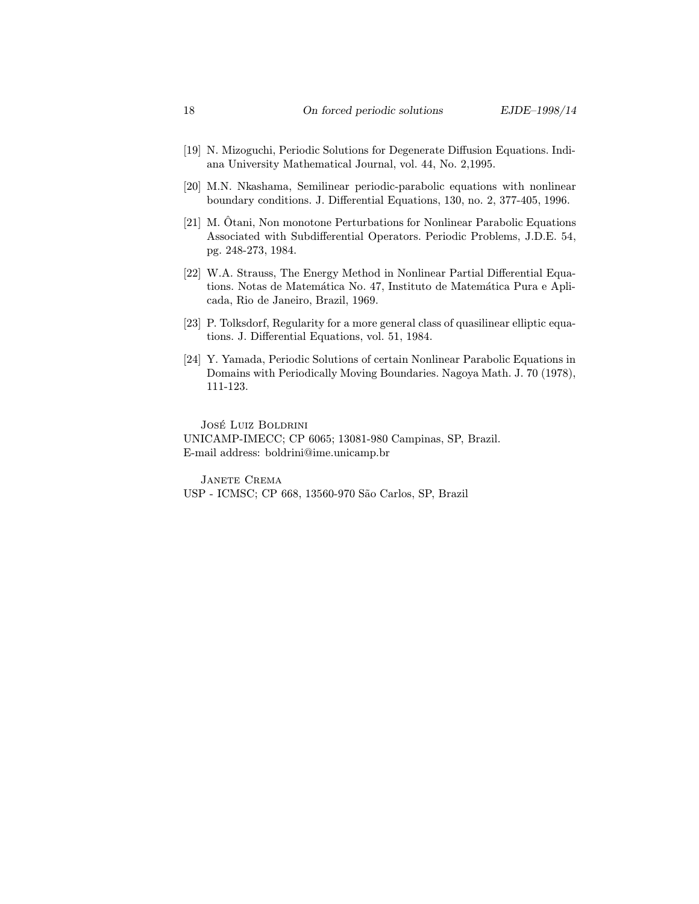[19] N. Mizoguchi, Periodic Solutions for Degenerate Diffusion Equations. Indiana University Mathematical Journal, vol. 44, No. 2,1995.

[20] M.N. Nkashama, Semilinear periodic-parabolic equations with nonlinear boundary conditions. J. Differential Equations, 130, no. 2, 377-405, 1996.

[21] M. Ôtani, Non monotone Perturbations for Nonlinear Parabolic Equations Associated with Subdifferential Operators. Periodic Problems, J.D.E. 54, pg. 248-273, 1984.

[22] W.A. Strauss, The Energy Method in Nonlinear Partial Differential Equations. Notas de Matemática No. 47, Instituto de Matemática Pura e Aplicada, Rio de Janeiro, Brazil, 1969.

[23] P. Tolksdorf, Regularity for a more general class of quasilinear elliptic equations. J. Differential Equations, vol. 51, 1984.

[24] Y. Yamada, Periodic Solutions of certain Nonlinear Parabolic Equations in Domains with Periodically Moving Boundaries. Nagoya Math. J. 70 (1978), 111-123.

José Luiz Boldrini
UNICAMP-IMECC; CP 6065; 13081-980 Campinas, SP, Brazil.
E-mail address: boldrini@ime.unicamp.br

Janete Crema
USP - ICMSC; CP 668, 13560-970 São Carlos, SP, Brazil